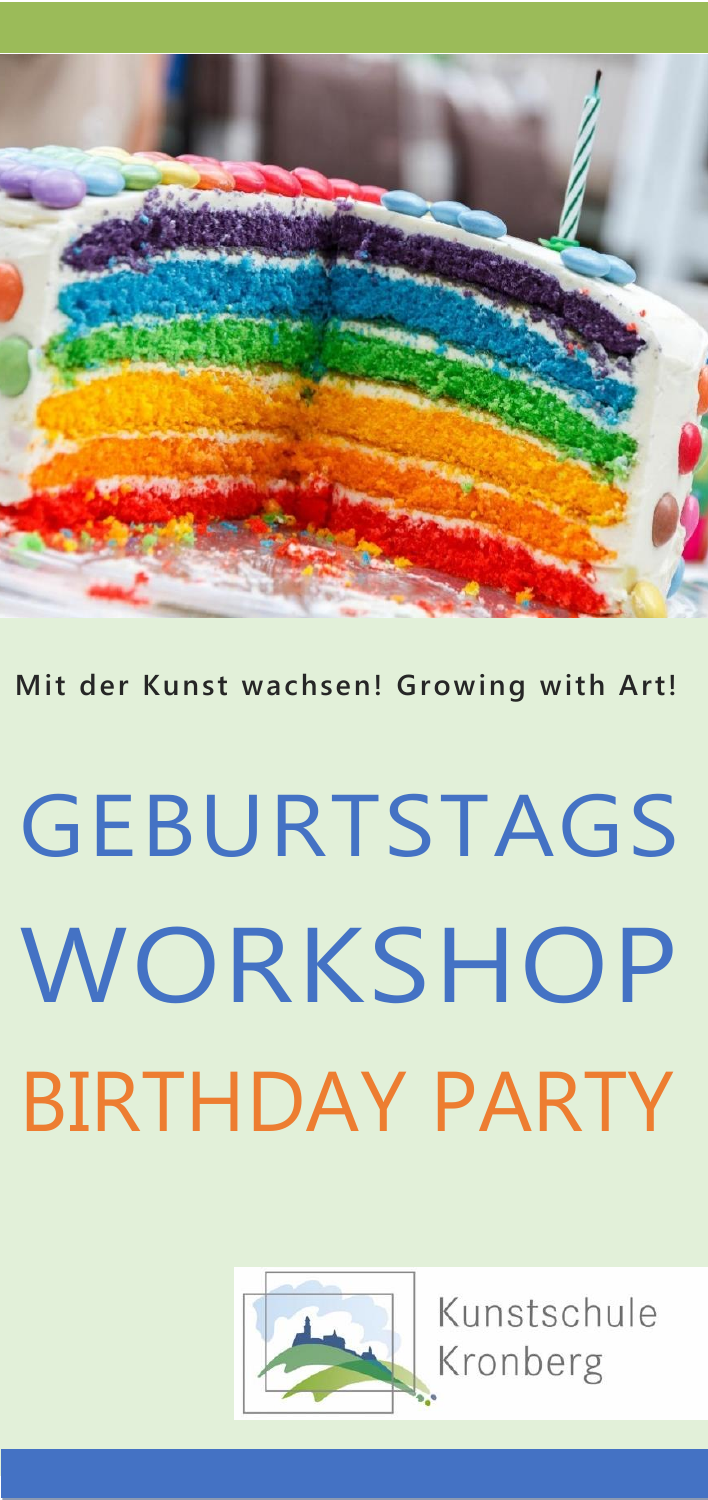**Mit der Kunst wachsen! Growing with Art!**

# GEBURTSTAGS WORKSHOP

# BIRTHDAY PARTY

Kunstschule Kronberg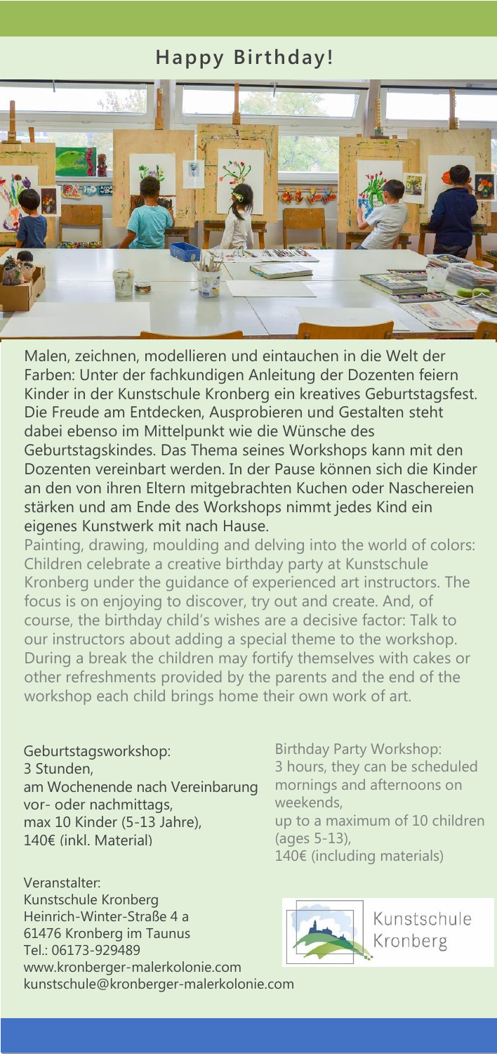## Happy Birthday!

Malen, zeichnen, modellieren und eintauchen in die Welt der Farben: Unter der fachkundigen Anleitung der Dozenten feiern Kinder in der Kunstschule Kronberg ein kreatives Geburtstagsfest. Die Freude am Entdecken, Ausprobieren und Gestalten steht dabei ebenso im Mittelpunkt wie die Wünsche des Geburtstagskindes. Das Thema seines Workshops kann mit den Dozenten vereinbart werden. In der Pause können sich die Kinder an den von ihren Eltern mitgebrachten Kuchen oder Naschereien stärken und am Ende des Workshops nimmt jedes Kind ein eigenes Kunstwerk mit nach Hause.

Painting, drawing, moulding and delving into the world of colors: Children celebrate a creative birthday party at Kunstschule Kronberg under the guidance of experienced art instructors. The focus is on enjoying to discover, try out and create. And, of course, the birthday child's wishes are a decisive factor: Talk to our instructors about adding a special theme to the workshop. During a break the children may fortify themselves with cakes or other refreshments provided by the parents and the end of the workshop each child brings home their own work of art.

Geburtstagsworkshop:
3 Stunden,
am Wochenende nach Vereinbarung vor- oder nachmittags,
max 10 Kinder (5-13 Jahre),
140€ (inkl. Material)

Birthday Party Workshop:
3 hours, they can be scheduled mornings and afternoons on weekends,
up to a maximum of 10 children (ages 5-13),
140€ (including materials)

Veranstalter:
Kunstschule Kronberg
Heinrich-Winter-Straße 4 a
61476 Kronberg im Taunus
Tel.: 06173-929489
www.kronberger-malerkolonie.com
kunstschule@kronberger-malerkolonie.com

Kunstschule Kronberg